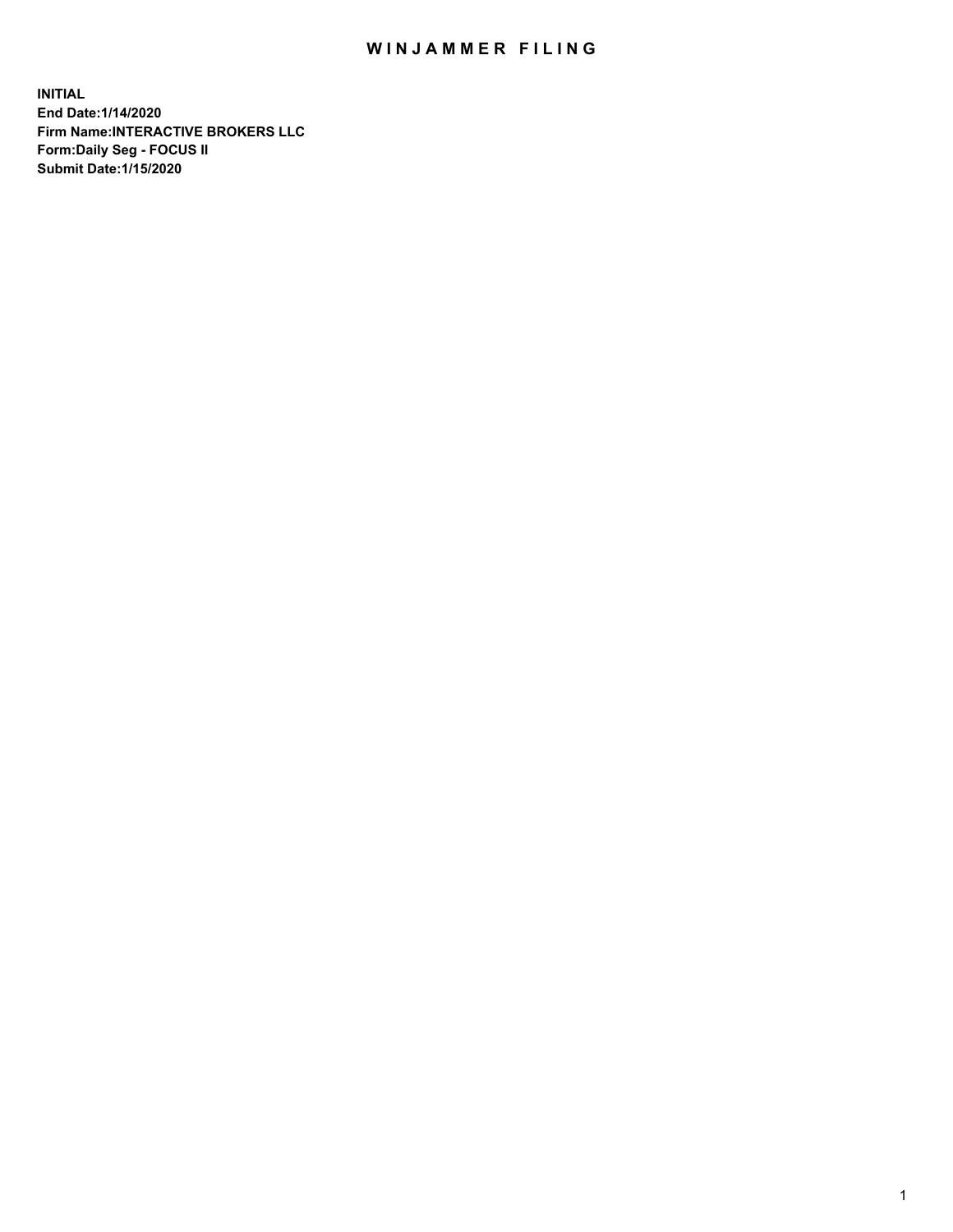# WINJAMMER FILING

**INITIAL**
**End Date:1/14/2020**
**Firm Name:INTERACTIVE BROKERS LLC**
**Form:Daily Seg - FOCUS II**
**Submit Date:1/15/2020**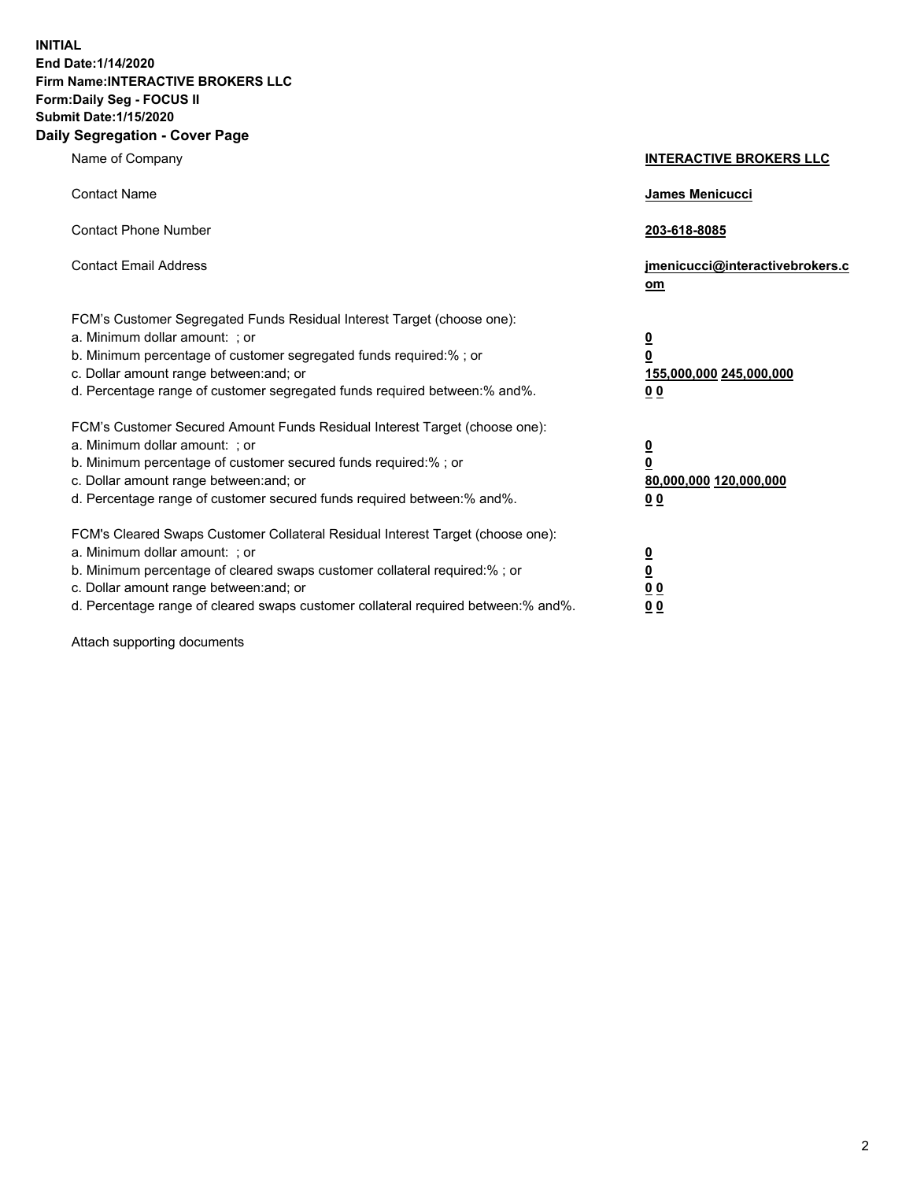**INITIAL**
**End Date:1/14/2020**
**Firm Name:INTERACTIVE BROKERS LLC**
**Form:Daily Seg - FOCUS II**
**Submit Date:1/15/2020**

## Daily Segregation - Cover Page

| | |
|---|---|
| Name of Company | **INTERACTIVE BROKERS LLC** |
| Contact Name | **James Menicucci** |
| Contact Phone Number | **203-618-8085** |
| Contact Email Address | **jmenicucci@interactivebrokers.com** |

FCM's Customer Segregated Funds Residual Interest Target (choose one):

| | |
|---|---|
| a. Minimum dollar amount: ; or | **0** |
| b. Minimum percentage of customer segregated funds required:% ; or | **0** |
| c. Dollar amount range between:and; or | **155,000,000 245,000,000** |
| d. Percentage range of customer segregated funds required between:% and%. | **0 0** |

FCM's Customer Secured Amount Funds Residual Interest Target (choose one):

| | |
|---|---|
| a. Minimum dollar amount: ; or | **0** |
| b. Minimum percentage of customer secured funds required:% ; or | **0** |
| c. Dollar amount range between:and; or | **80,000,000 120,000,000** |
| d. Percentage range of customer secured funds required between:% and%. | **0 0** |

FCM's Cleared Swaps Customer Collateral Residual Interest Target (choose one):

| | |
|---|---|
| a. Minimum dollar amount: ; or | **0** |
| b. Minimum percentage of cleared swaps customer collateral required:% ; or | **0** |
| c. Dollar amount range between:and; or | **0 0** |
| d. Percentage range of cleared swaps customer collateral required between:% and%. | **0 0** |

Attach supporting documents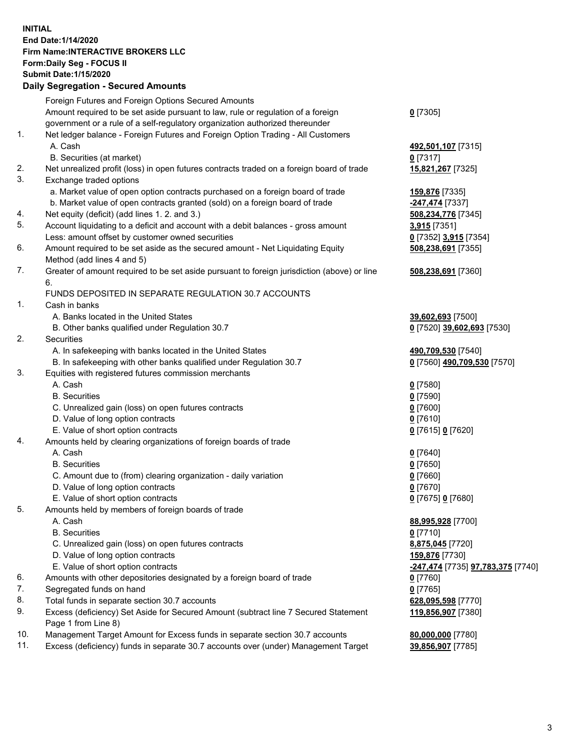**INITIAL**
**End Date:1/14/2020**
**Firm Name:INTERACTIVE BROKERS LLC**
**Form:Daily Seg - FOCUS II**
**Submit Date:1/15/2020**

## Daily Segregation - Secured Amounts

| | | |
|---|---|---|
| | Foreign Futures and Foreign Options Secured Amounts | |
| | Amount required to be set aside pursuant to law, rule or regulation of a foreign government or a rule of a self-regulatory organization authorized thereunder | **0** [7305] |
| 1. | Net ledger balance - Foreign Futures and Foreign Option Trading - All Customers | |
| | A. Cash | **492,501,107** [7315] |
| | B. Securities (at market) | **0** [7317] |
| 2. | Net unrealized profit (loss) in open futures contracts traded on a foreign board of trade | **15,821,267** [7325] |
| 3. | Exchange traded options | |
| | a. Market value of open option contracts purchased on a foreign board of trade | **159,876** [7335] |
| | b. Market value of open contracts granted (sold) on a foreign board of trade | **-247,474** [7337] |
| 4. | Net equity (deficit) (add lines 1. 2. and 3.) | **508,234,776** [7345] |
| 5. | Account liquidating to a deficit and account with a debit balances - gross amount | **3,915** [7351] |
| | Less: amount offset by customer owned securities | **0** [7352] **3,915** [7354] |
| 6. | Amount required to be set aside as the secured amount - Net Liquidating Equity Method (add lines 4 and 5) | **508,238,691** [7355] |
| 7. | Greater of amount required to be set aside pursuant to foreign jurisdiction (above) or line 6. | **508,238,691** [7360] |
| | FUNDS DEPOSITED IN SEPARATE REGULATION 30.7 ACCOUNTS | |
| 1. | Cash in banks | |
| | A. Banks located in the United States | **39,602,693** [7500] |
| | B. Other banks qualified under Regulation 30.7 | **0** [7520] **39,602,693** [7530] |
| 2. | Securities | |
| | A. In safekeeping with banks located in the United States | **490,709,530** [7540] |
| | B. In safekeeping with other banks qualified under Regulation 30.7 | **0** [7560] **490,709,530** [7570] |
| 3. | Equities with registered futures commission merchants | |
| | A. Cash | **0** [7580] |
| | B. Securities | **0** [7590] |
| | C. Unrealized gain (loss) on open futures contracts | **0** [7600] |
| | D. Value of long option contracts | **0** [7610] |
| | E. Value of short option contracts | **0** [7615] **0** [7620] |
| 4. | Amounts held by clearing organizations of foreign boards of trade | |
| | A. Cash | **0** [7640] |
| | B. Securities | **0** [7650] |
| | C. Amount due to (from) clearing organization - daily variation | **0** [7660] |
| | D. Value of long option contracts | **0** [7670] |
| | E. Value of short option contracts | **0** [7675] **0** [7680] |
| 5. | Amounts held by members of foreign boards of trade | |
| | A. Cash | **88,995,928** [7700] |
| | B. Securities | **0** [7710] |
| | C. Unrealized gain (loss) on open futures contracts | **8,875,045** [7720] |
| | D. Value of long option contracts | **159,876** [7730] |
| | E. Value of short option contracts | **-247,474** [7735] **97,783,375** [7740] |
| 6. | Amounts with other depositories designated by a foreign board of trade | **0** [7760] |
| 7. | Segregated funds on hand | **0** [7765] |
| 8. | Total funds in separate section 30.7 accounts | **628,095,598** [7770] |
| 9. | Excess (deficiency) Set Aside for Secured Amount (subtract line 7 Secured Statement Page 1 from Line 8) | **119,856,907** [7380] |
| 10. | Management Target Amount for Excess funds in separate section 30.7 accounts | **80,000,000** [7780] |
| 11. | Excess (deficiency) funds in separate 30.7 accounts over (under) Management Target | **39,856,907** [7785] |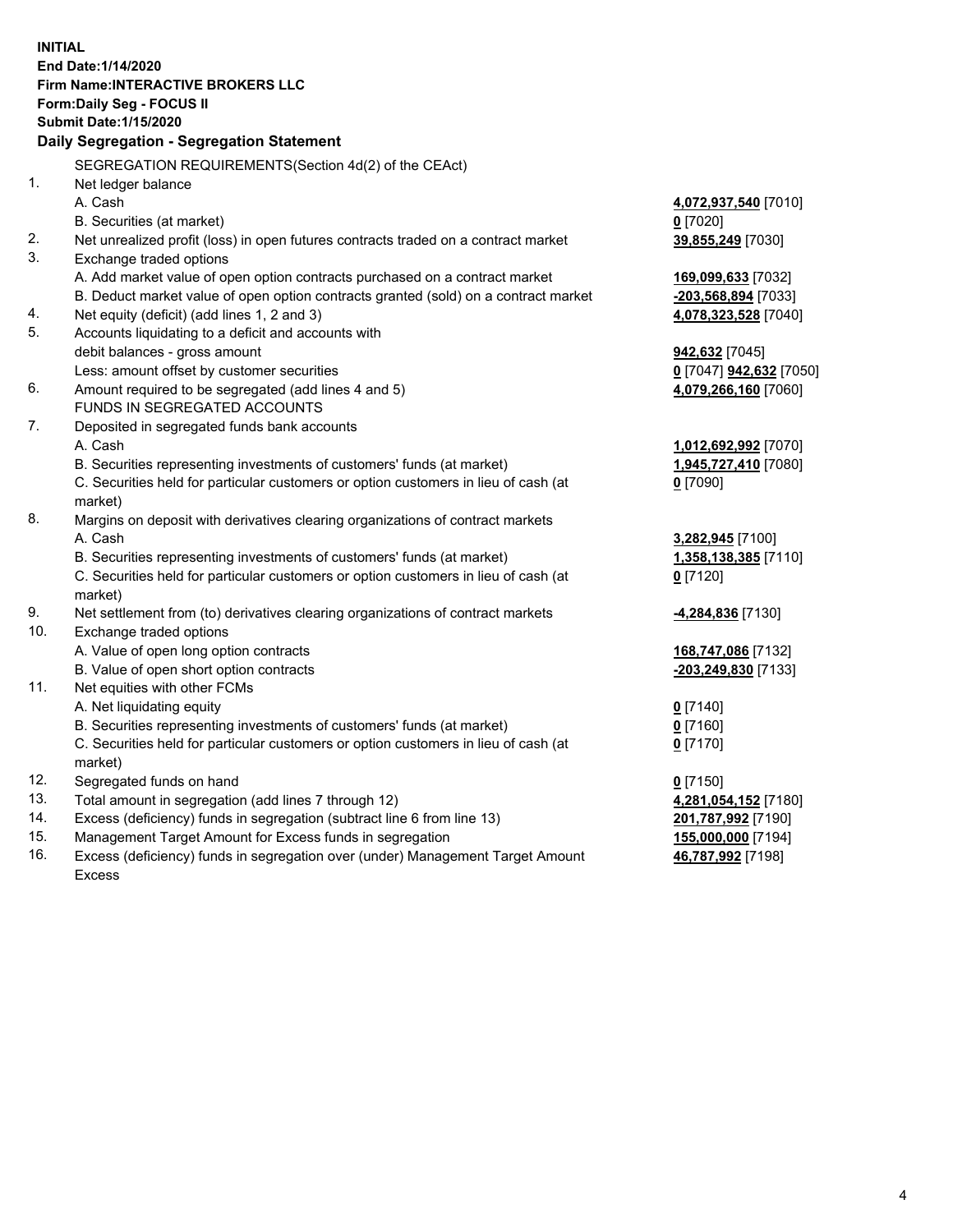**INITIAL**
**End Date:1/14/2020**
**Firm Name:INTERACTIVE BROKERS LLC**
**Form:Daily Seg - FOCUS II**
**Submit Date:1/15/2020**
**Daily Segregation - Segregation Statement**

| | | |
|---|---|---|
| | SEGREGATION REQUIREMENTS(Section 4d(2) of the CEAct) | |
| 1. | Net ledger balance | |
| | A. Cash | **4,072,937,540** [7010] |
| | B. Securities (at market) | **0** [7020] |
| 2. | Net unrealized profit (loss) in open futures contracts traded on a contract market | **39,855,249** [7030] |
| 3. | Exchange traded options | |
| | A. Add market value of open option contracts purchased on a contract market | **169,099,633** [7032] |
| | B. Deduct market value of open option contracts granted (sold) on a contract market | **-203,568,894** [7033] |
| 4. | Net equity (deficit) (add lines 1, 2 and 3) | **4,078,323,528** [7040] |
| 5. | Accounts liquidating to a deficit and accounts with | |
| | debit balances - gross amount | **942,632** [7045] |
| | Less: amount offset by customer securities | **0** [7047] **942,632** [7050] |
| 6. | Amount required to be segregated (add lines 4 and 5) | **4,079,266,160** [7060] |
| | FUNDS IN SEGREGATED ACCOUNTS | |
| 7. | Deposited in segregated funds bank accounts | |
| | A. Cash | **1,012,692,992** [7070] |
| | B. Securities representing investments of customers' funds (at market) | **1,945,727,410** [7080] |
| | C. Securities held for particular customers or option customers in lieu of cash (at market) | **0** [7090] |
| 8. | Margins on deposit with derivatives clearing organizations of contract markets | |
| | A. Cash | **3,282,945** [7100] |
| | B. Securities representing investments of customers' funds (at market) | **1,358,138,385** [7110] |
| | C. Securities held for particular customers or option customers in lieu of cash (at market) | **0** [7120] |
| 9. | Net settlement from (to) derivatives clearing organizations of contract markets | **-4,284,836** [7130] |
| 10. | Exchange traded options | |
| | A. Value of open long option contracts | **168,747,086** [7132] |
| | B. Value of open short option contracts | **-203,249,830** [7133] |
| 11. | Net equities with other FCMs | |
| | A. Net liquidating equity | **0** [7140] |
| | B. Securities representing investments of customers' funds (at market) | **0** [7160] |
| | C. Securities held for particular customers or option customers in lieu of cash (at market) | **0** [7170] |
| 12. | Segregated funds on hand | **0** [7150] |
| 13. | Total amount in segregation (add lines 7 through 12) | **4,281,054,152** [7180] |
| 14. | Excess (deficiency) funds in segregation (subtract line 6 from line 13) | **201,787,992** [7190] |
| 15. | Management Target Amount for Excess funds in segregation | **155,000,000** [7194] |
| 16. | Excess (deficiency) funds in segregation over (under) Management Target Amount Excess | **46,787,992** [7198] |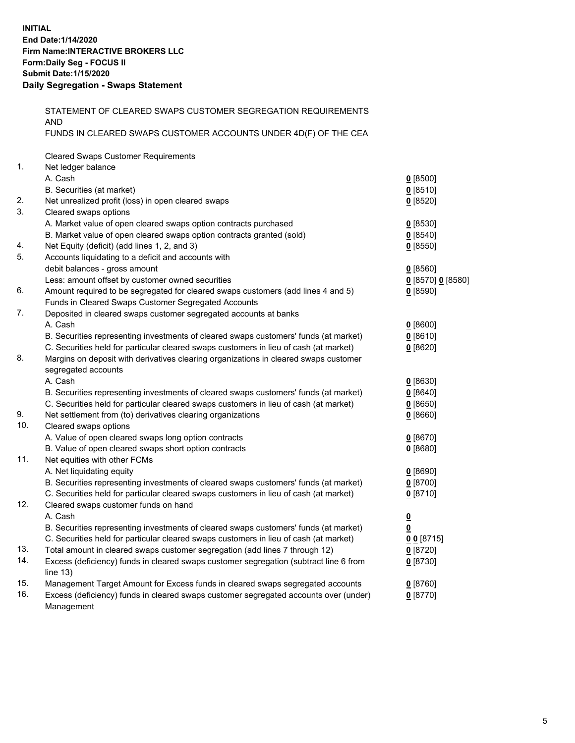**INITIAL**
**End Date:1/14/2020**
**Firm Name:INTERACTIVE BROKERS LLC**
**Form:Daily Seg - FOCUS II**
**Submit Date:1/15/2020**
**Daily Segregation - Swaps Statement**

STATEMENT OF CLEARED SWAPS CUSTOMER SEGREGATION REQUIREMENTS
AND
FUNDS IN CLEARED SWAPS CUSTOMER ACCOUNTS UNDER 4D(F) OF THE CEA

| | | |
|---|---|---|
| | Cleared Swaps Customer Requirements | |
| 1. | Net ledger balance | |
| | A. Cash | 0 [8500] |
| | B. Securities (at market) | 0 [8510] |
| 2. | Net unrealized profit (loss) in open cleared swaps | 0 [8520] |
| 3. | Cleared swaps options | |
| | A. Market value of open cleared swaps option contracts purchased | 0 [8530] |
| | B. Market value of open cleared swaps option contracts granted (sold) | 0 [8540] |
| 4. | Net Equity (deficit) (add lines 1, 2, and 3) | 0 [8550] |
| 5. | Accounts liquidating to a deficit and accounts with | |
| | debit balances - gross amount | 0 [8560] |
| | Less: amount offset by customer owned securities | 0 [8570] 0 [8580] |
| 6. | Amount required to be segregated for cleared swaps customers (add lines 4 and 5) | 0 [8590] |
| | Funds in Cleared Swaps Customer Segregated Accounts | |
| 7. | Deposited in cleared swaps customer segregated accounts at banks | |
| | A. Cash | 0 [8600] |
| | B. Securities representing investments of cleared swaps customers' funds (at market) | 0 [8610] |
| | C. Securities held for particular cleared swaps customers in lieu of cash (at market) | 0 [8620] |
| 8. | Margins on deposit with derivatives clearing organizations in cleared swaps customer segregated accounts | |
| | A. Cash | 0 [8630] |
| | B. Securities representing investments of cleared swaps customers' funds (at market) | 0 [8640] |
| | C. Securities held for particular cleared swaps customers in lieu of cash (at market) | 0 [8650] |
| 9. | Net settlement from (to) derivatives clearing organizations | 0 [8660] |
| 10. | Cleared swaps options | |
| | A. Value of open cleared swaps long option contracts | 0 [8670] |
| | B. Value of open cleared swaps short option contracts | 0 [8680] |
| 11. | Net equities with other FCMs | |
| | A. Net liquidating equity | 0 [8690] |
| | B. Securities representing investments of cleared swaps customers' funds (at market) | 0 [8700] |
| | C. Securities held for particular cleared swaps customers in lieu of cash (at market) | 0 [8710] |
| 12. | Cleared swaps customer funds on hand | |
| | A. Cash | 0 |
| | B. Securities representing investments of cleared swaps customers' funds (at market) | 0 |
| | C. Securities held for particular cleared swaps customers in lieu of cash (at market) | 0 0 [8715] |
| 13. | Total amount in cleared swaps customer segregation (add lines 7 through 12) | 0 [8720] |
| 14. | Excess (deficiency) funds in cleared swaps customer segregation (subtract line 6 from line 13) | 0 [8730] |
| 15. | Management Target Amount for Excess funds in cleared swaps segregated accounts | 0 [8760] |
| 16. | Excess (deficiency) funds in cleared swaps customer segregated accounts over (under) Management | 0 [8770] |